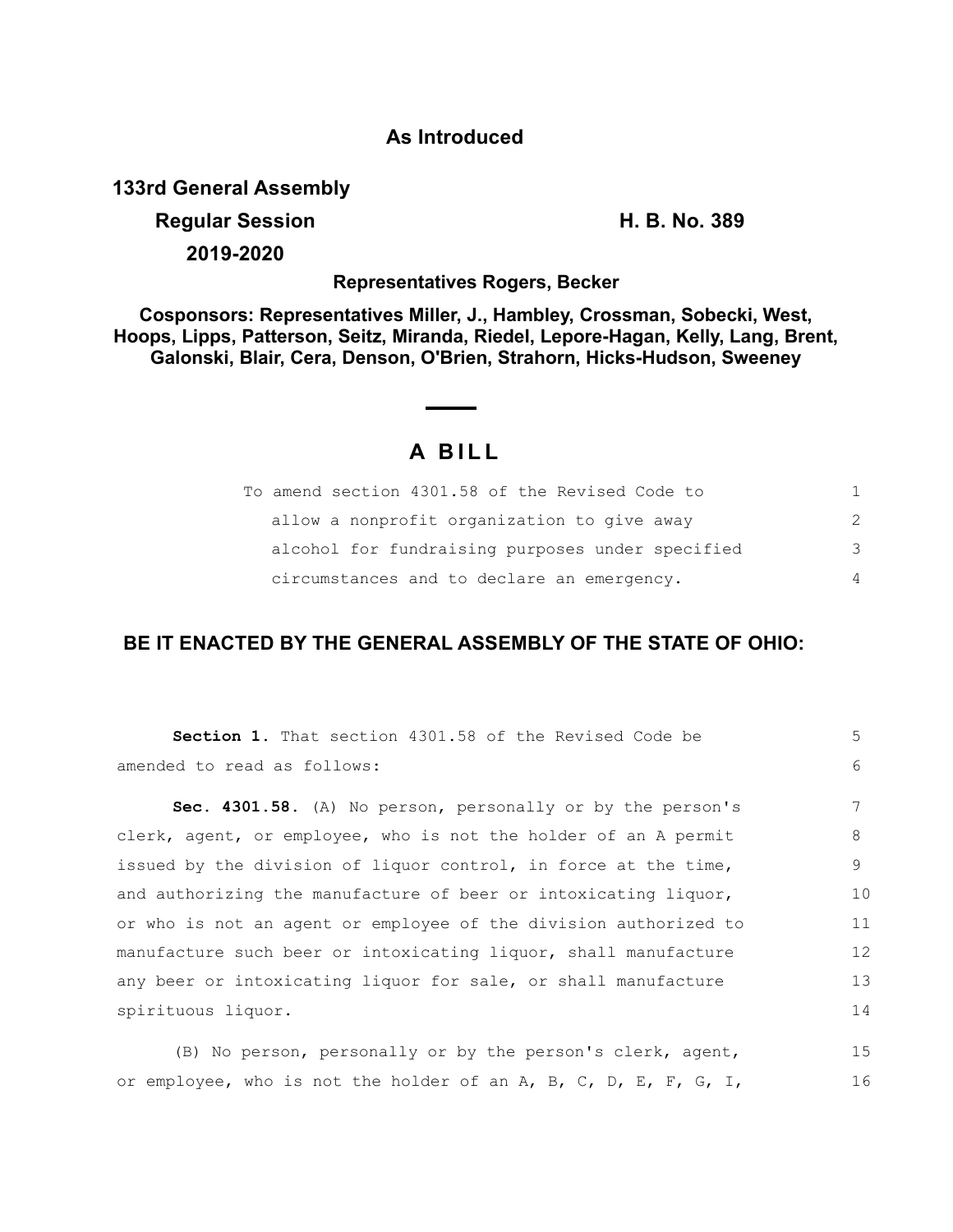## As Introduced

**133rd General Assembly**

**Regular Session** **H. B. No. 389**

**2019-2020**

**Representatives Rogers, Becker**

**Cosponsors: Representatives Miller, J., Hambley, Crossman, Sobecki, West, Hoops, Lipps, Patterson, Seitz, Miranda, Riedel, Lepore-Hagan, Kelly, Lang, Brent, Galonski, Blair, Cera, Denson, O'Brien, Strahorn, Hicks-Hudson, Sweeney**

# A BILL

To amend section 4301.58 of the Revised Code to allow a nonprofit organization to give away alcohol for fundraising purposes under specified circumstances and to declare an emergency.

**BE IT ENACTED BY THE GENERAL ASSEMBLY OF THE STATE OF OHIO:**

**Section 1.** That section 4301.58 of the Revised Code be amended to read as follows:

**Sec. 4301.58.** (A) No person, personally or by the person's clerk, agent, or employee, who is not the holder of an A permit issued by the division of liquor control, in force at the time, and authorizing the manufacture of beer or intoxicating liquor, or who is not an agent or employee of the division authorized to manufacture such beer or intoxicating liquor, shall manufacture any beer or intoxicating liquor for sale, or shall manufacture spirituous liquor.

(B) No person, personally or by the person's clerk, agent, or employee, who is not the holder of an A, B, C, D, E, F, G, I,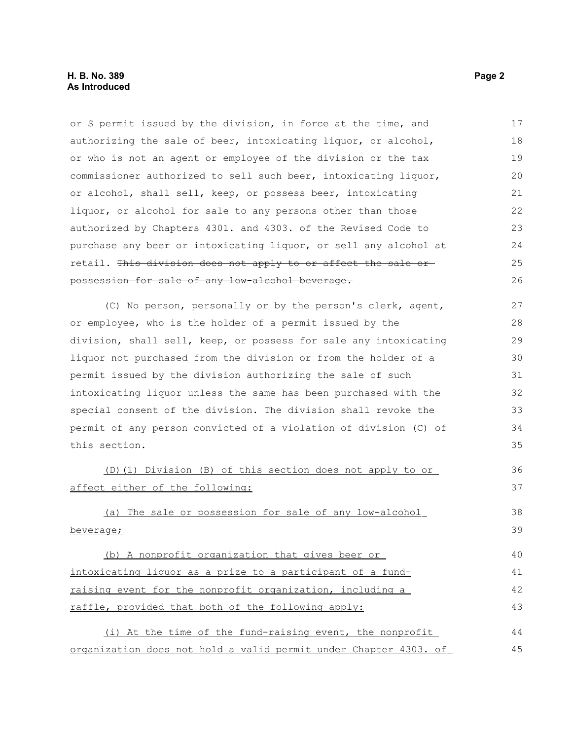or S permit issued by the division, in force at the time, and authorizing the sale of beer, intoxicating liquor, or alcohol, or who is not an agent or employee of the division or the tax commissioner authorized to sell such beer, intoxicating liquor, or alcohol, shall sell, keep, or possess beer, intoxicating liquor, or alcohol for sale to any persons other than those authorized by Chapters 4301. and 4303. of the Revised Code to purchase any beer or intoxicating liquor, or sell any alcohol at retail. ~~This division does not apply to or affect the sale or possession for sale of any low-alcohol beverage.~~

(C) No person, personally or by the person's clerk, agent, or employee, who is the holder of a permit issued by the division, shall sell, keep, or possess for sale any intoxicating liquor not purchased from the division or from the holder of a permit issued by the division authorizing the sale of such intoxicating liquor unless the same has been purchased with the special consent of the division. The division shall revoke the permit of any person convicted of a violation of division (C) of this section.

<u>(D)(1) Division (B) of this section does not apply to or affect either of the following:</u>

<u>(a) The sale or possession for sale of any low-alcohol beverage;</u>

<u>(b) A nonprofit organization that gives beer or intoxicating liquor as a prize to a participant of a fund-raising event for the nonprofit organization, including a raffle, provided that both of the following apply:</u>

<u>(i) At the time of the fund-raising event, the nonprofit organization does not hold a valid permit under Chapter 4303. of</u>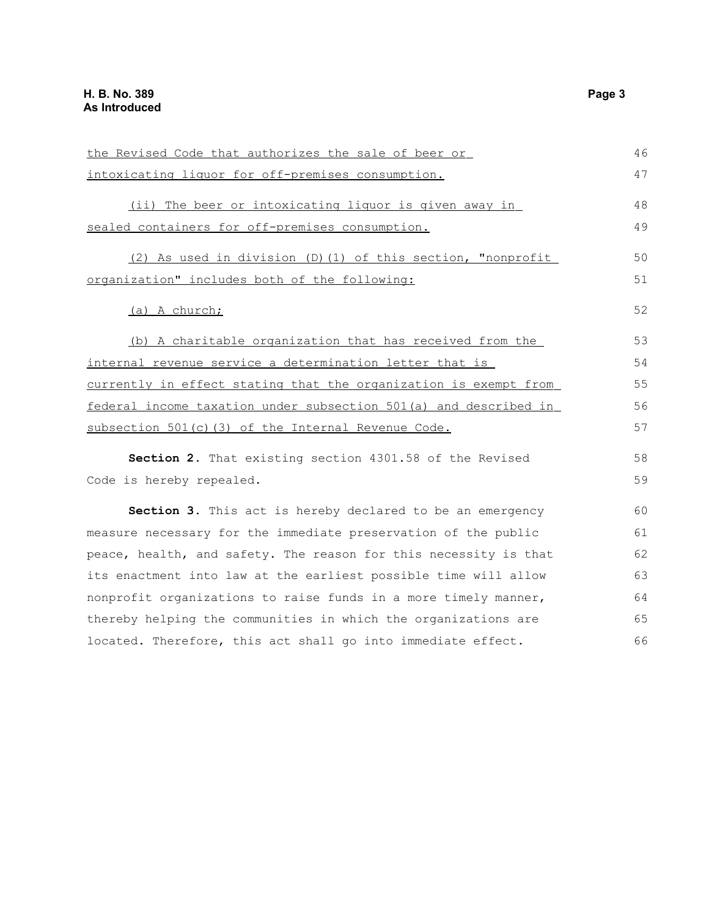the Revised Code that authorizes the sale of beer or intoxicating liquor for off-premises consumption.

(ii) The beer or intoxicating liquor is given away in sealed containers for off-premises consumption.

(2) As used in division (D)(1) of this section, "nonprofit organization" includes both of the following:

(a) A church;

(b) A charitable organization that has received from the internal revenue service a determination letter that is currently in effect stating that the organization is exempt from federal income taxation under subsection 501(a) and described in subsection 501(c)(3) of the Internal Revenue Code.

**Section 2.** That existing section 4301.58 of the Revised Code is hereby repealed.

**Section 3.** This act is hereby declared to be an emergency measure necessary for the immediate preservation of the public peace, health, and safety. The reason for this necessity is that its enactment into law at the earliest possible time will allow nonprofit organizations to raise funds in a more timely manner, thereby helping the communities in which the organizations are located. Therefore, this act shall go into immediate effect.